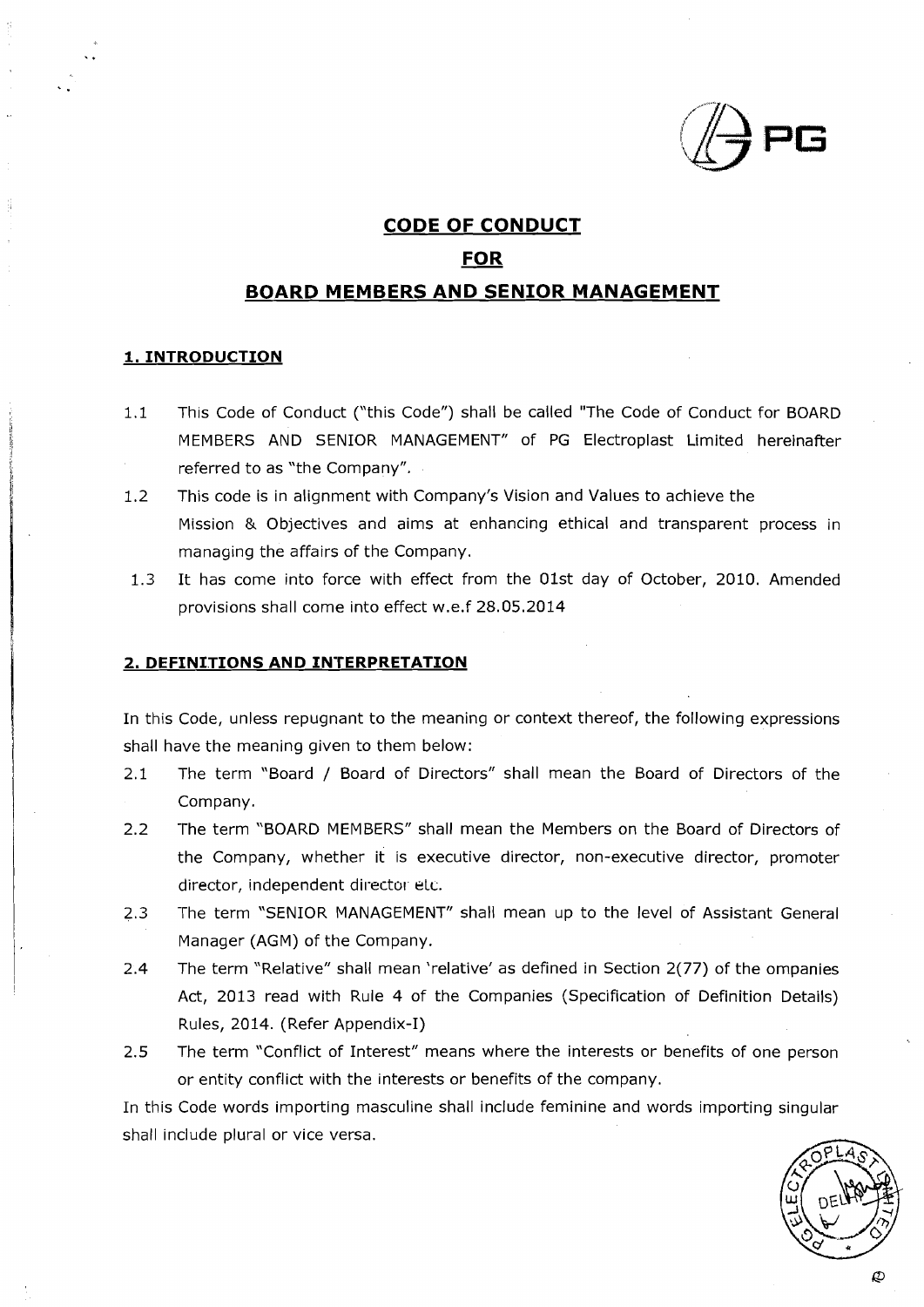# CODE OF CONDUCT

# FOR

# BOARD MEMBERS AND SENIOR MANAGEMENT

## 1. INTRODUCTION

1.1 This Code of Conduct ("this Code") shall be called "The Code of Conduct for BOARD MEMBERS AND SENIOR MANAGEMENT" of PG Electroplast Limited hereinafter referred to as "the Company".

1.2 This code is in alignment with Company's Vision and Values to achieve the Mission & Objectives and aims at enhancing ethical and transparent process in managing the affairs of the Company.

1.3 It has come into force with effect from the 01st day of October, 2010. Amended provisions shall come into effect w.e.f 28.05.2014

## 2. DEFINITIONS AND INTERPRETATION

In this Code, unless repugnant to the meaning or context thereof, the following expressions shall have the meaning given to them below:

2.1 The term "Board / Board of Directors" shall mean the Board of Directors of the Company.

2.2 The term "BOARD MEMBERS" shall mean the Members on the Board of Directors of the Company, whether it is executive director, non-executive director, promoter director, independent director etc.

2.3 The term "SENIOR MANAGEMENT" shall mean up to the level of Assistant General Manager (AGM) of the Company.

2.4 The term "Relative" shall mean 'relative' as defined in Section 2(77) of the ompanies Act, 2013 read with Rule 4 of the Companies (Specification of Definition Details) Rules, 2014. (Refer Appendix-I)

2.5 The term "Conflict of Interest" means where the interests or benefits of one person or entity conflict with the interests or benefits of the company.

In this Code words importing masculine shall include feminine and words importing singular shall include plural or vice versa.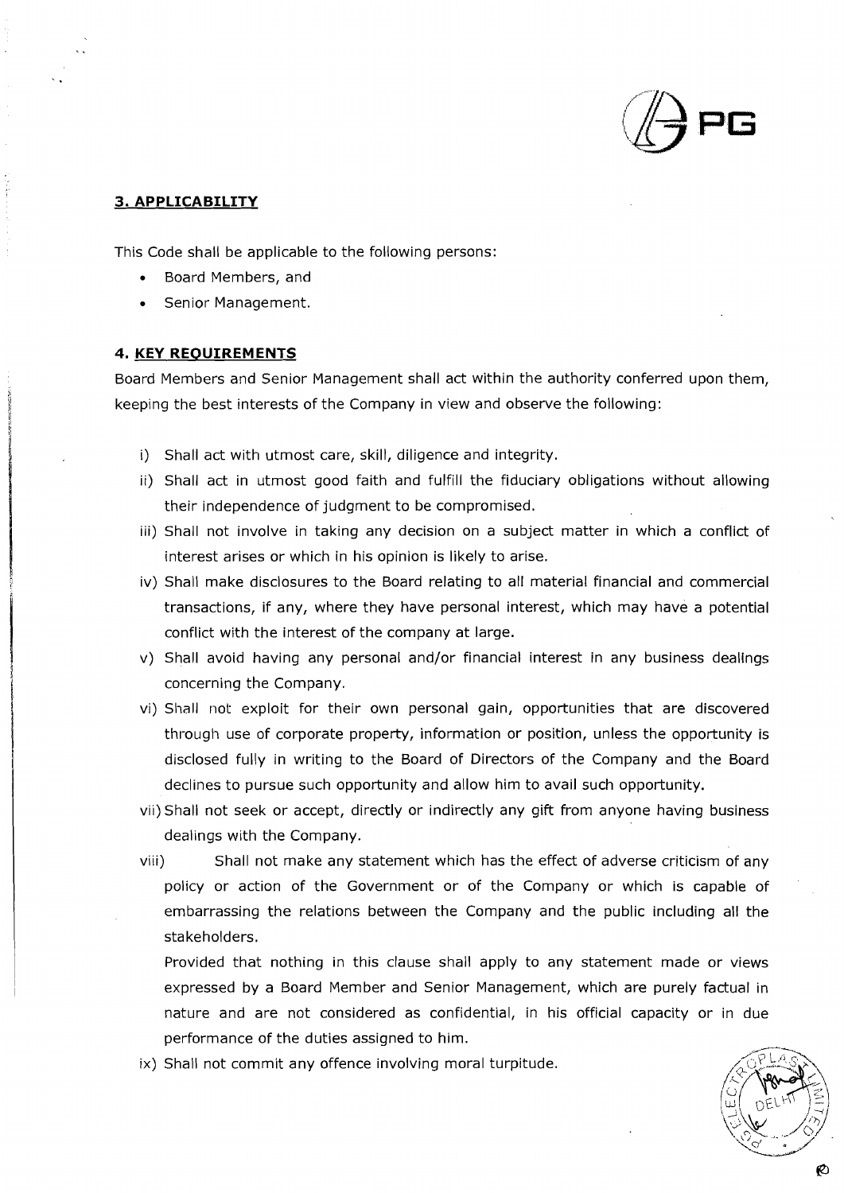## 3. APPLICABILITY

This Code shall be applicable to the following persons:

- Board Members, and
- Senior Management.

## 4. KEY REQUIREMENTS

Board Members and Senior Management shall act within the authority conferred upon them, keeping the best interests of the Company in view and observe the following:

i) Shall act with utmost care, skill, diligence and integrity.

ii) Shall act in utmost good faith and fulfill the fiduciary obligations without allowing their independence of judgment to be compromised.

iii) Shall not involve in taking any decision on a subject matter in which a conflict of interest arises or which in his opinion is likely to arise.

iv) Shall make disclosures to the Board relating to all material financial and commercial transactions, if any, where they have personal interest, which may have a potential conflict with the interest of the company at large.

v) Shall avoid having any personal and/or financial interest in any business dealings concerning the Company.

vi) Shall not exploit for their own personal gain, opportunities that are discovered through use of corporate property, information or position, unless the opportunity is disclosed fully in writing to the Board of Directors of the Company and the Board declines to pursue such opportunity and allow him to avail such opportunity.

vii) Shall not seek or accept, directly or indirectly any gift from anyone having business dealings with the Company.

viii) Shall not make any statement which has the effect of adverse criticism of any policy or action of the Government or of the Company or which is capable of embarrassing the relations between the Company and the public including all the stakeholders.

Provided that nothing in this clause shall apply to any statement made or views expressed by a Board Member and Senior Management, which are purely factual in nature and are not considered as confidential, in his official capacity or in due performance of the duties assigned to him.

ix) Shall not commit any offence involving moral turpitude.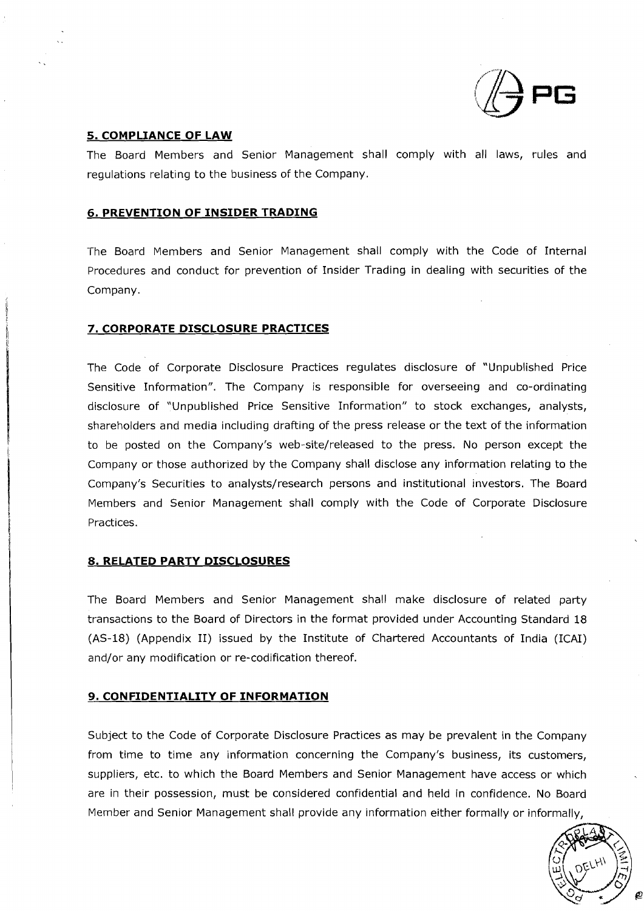## 5. COMPLIANCE OF LAW

The Board Members and Senior Management shall comply with all laws, rules and regulations relating to the business of the Company.

## 6. PREVENTION OF INSIDER TRADING

The Board Members and Senior Management shall comply with the Code of Internal Procedures and conduct for prevention of Insider Trading in dealing with securities of the Company.

## 7. CORPORATE DISCLOSURE PRACTICES

The Code of Corporate Disclosure Practices regulates disclosure of "Unpublished Price Sensitive Information". The Company is responsible for overseeing and co-ordinating disclosure of "Unpublished Price Sensitive Information" to stock exchanges, analysts, shareholders and media including drafting of the press release or the text of the information to be posted on the Company's web-site/released to the press. No person except the Company or those authorized by the Company shall disclose any information relating to the Company's Securities to analysts/research persons and institutional investors. The Board Members and Senior Management shall comply with the Code of Corporate Disclosure Practices.

## 8. RELATED PARTY DISCLOSURES

The Board Members and Senior Management shall make disclosure of related party transactions to the Board of Directors in the format provided under Accounting Standard 18 (AS-18) (Appendix II) issued by the Institute of Chartered Accountants of India (ICAI) and/or any modification or re-codification thereof.

## 9. CONFIDENTIALITY OF INFORMATION

Subject to the Code of Corporate Disclosure Practices as may be prevalent in the Company from time to time any information concerning the Company's business, its customers, suppliers, etc. to which the Board Members and Senior Management have access or which are in their possession, must be considered confidential and held in confidence. No Board Member and Senior Management shall provide any information either formally or informally,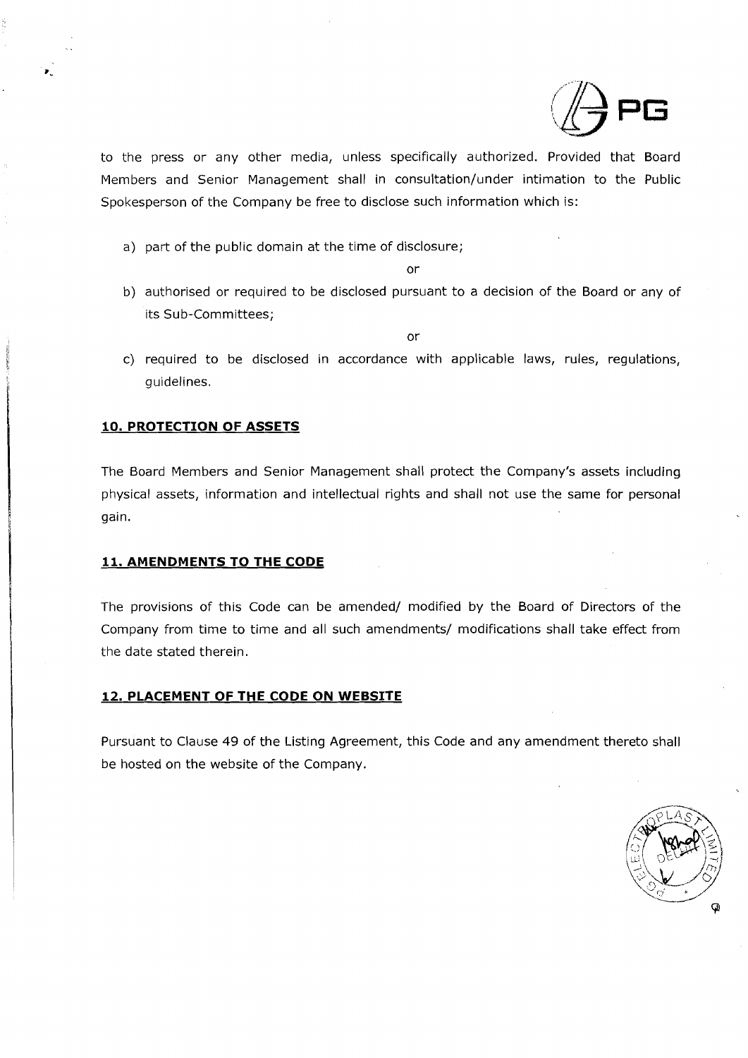to the press or any other media, unless specifically authorized. Provided that Board Members and Senior Management shall in consultation/under intimation to the Public Spokesperson of the Company be free to disclose such information which is:

a) part of the public domain at the time of disclosure;

or

b) authorised or required to be disclosed pursuant to a decision of the Board or any of its Sub-Committees;

or

c) required to be disclosed in accordance with applicable laws, rules, regulations, guidelines.

## 10. PROTECTION OF ASSETS

The Board Members and Senior Management shall protect the Company's assets including physical assets, information and intellectual rights and shall not use the same for personal gain.

## 11. AMENDMENTS TO THE CODE

The provisions of this Code can be amended/ modified by the Board of Directors of the Company from time to time and all such amendments/ modifications shall take effect from the date stated therein.

## 12. PLACEMENT OF THE CODE ON WEBSITE

Pursuant to Clause 49 of the Listing Agreement, this Code and any amendment thereto shall be hosted on the website of the Company.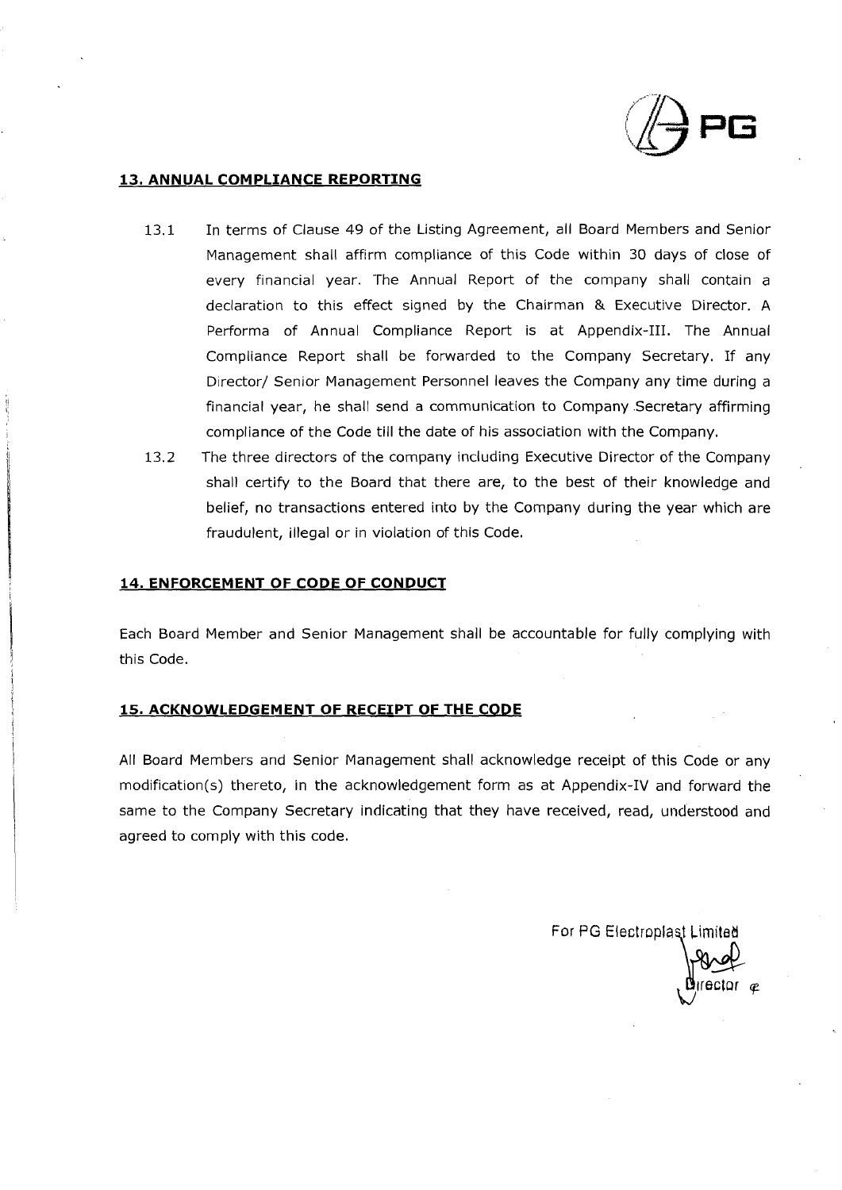## 13. ANNUAL COMPLIANCE REPORTING

13.1 In terms of Clause 49 of the Listing Agreement, all Board Members and Senior Management shall affirm compliance of this Code within 30 days of close of every financial year. The Annual Report of the company shall contain a declaration to this effect signed by the Chairman & Executive Director. A Performa of Annual Compliance Report is at Appendix-III. The Annual Compliance Report shall be forwarded to the Company Secretary. If any Director/ Senior Management Personnel leaves the Company any time during a financial year, he shall send a communication to Company Secretary affirming compliance of the Code till the date of his association with the Company.

13.2 The three directors of the company including Executive Director of the Company shall certify to the Board that there are, to the best of their knowledge and belief, no transactions entered into by the Company during the year which are fraudulent, illegal or in violation of this Code.

## 14. ENFORCEMENT OF CODE OF CONDUCT

Each Board Member and Senior Management shall be accountable for fully complying with this Code.

## 15. ACKNOWLEDGEMENT OF RECEIPT OF THE CODE

All Board Members and Senior Management shall acknowledge receipt of this Code or any modification(s) thereto, in the acknowledgement form as at Appendix-IV and forward the same to the Company Secretary indicating that they have received, read, understood and agreed to comply with this code.

For PG Electroplast Limited

Director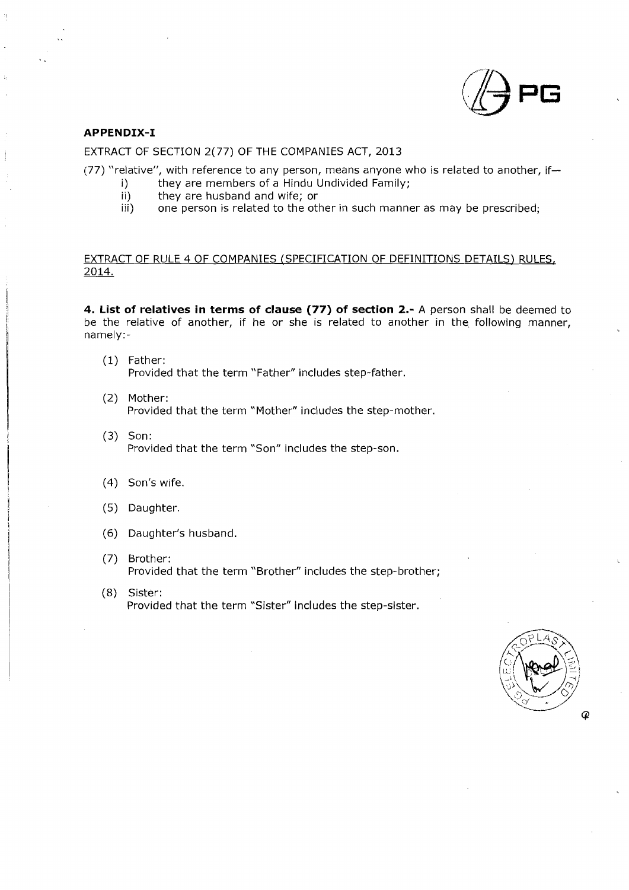## APPENDIX-I

EXTRACT OF SECTION 2(77) OF THE COMPANIES ACT, 2013

(77) "relative", with reference to any person, means anyone who is related to another, if—

i) they are members of a Hindu Undivided Family;
ii) they are husband and wife; or
iii) one person is related to the other in such manner as may be prescribed;

EXTRACT OF RULE 4 OF COMPANIES (SPECIFICATION OF DEFINITIONS DETAILS) RULES, 2014.

**4. List of relatives in terms of clause (77) of section 2.-** A person shall be deemed to be the relative of another, if he or she is related to another in the following manner, namely:-

(1) Father:
Provided that the term "Father" includes step-father.

(2) Mother:
Provided that the term "Mother" includes the step-mother.

(3) Son:
Provided that the term "Son" includes the step-son.

(4) Son's wife.

(5) Daughter.

(6) Daughter's husband.

(7) Brother:
Provided that the term "Brother" includes the step-brother;

(8) Sister:
Provided that the term "Sister" includes the step-sister.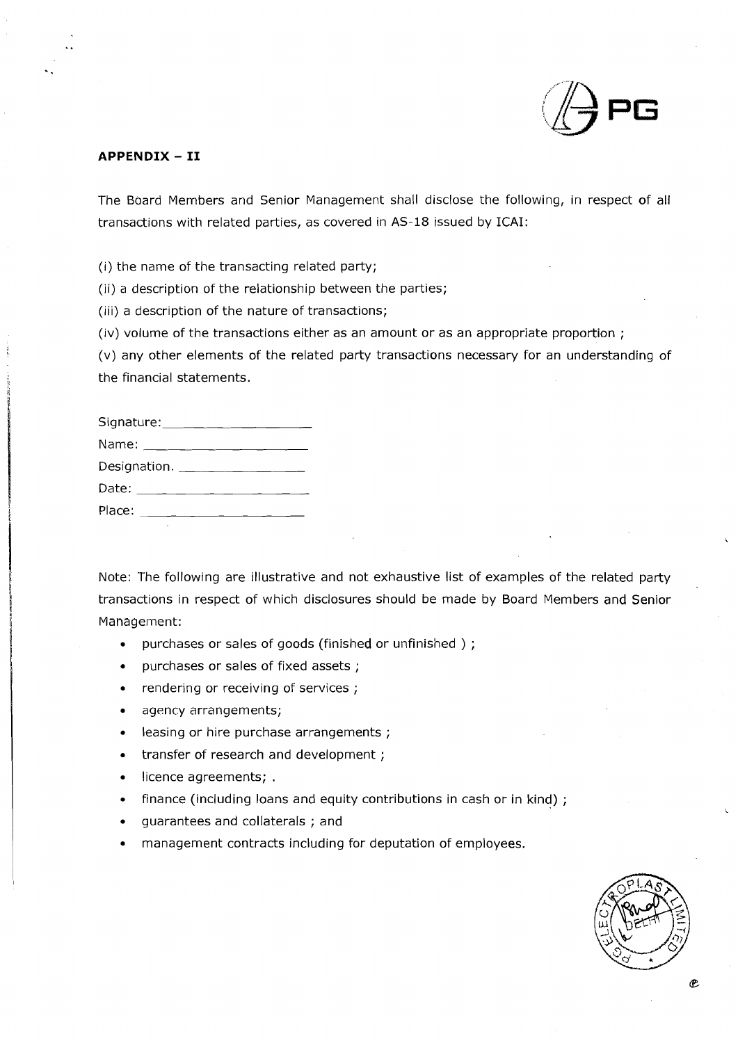## APPENDIX – II

The Board Members and Senior Management shall disclose the following, in respect of all transactions with related parties, as covered in AS-18 issued by ICAI:

(i) the name of the transacting related party;

(ii) a description of the relationship between the parties;

(iii) a description of the nature of transactions;

(iv) volume of the transactions either as an amount or as an appropriate proportion ;

(v) any other elements of the related party transactions necessary for an understanding of the financial statements.

Signature: ____________________

Name: ____________________

Designation. ____________________

Date: ____________________

Place: ____________________

Note: The following are illustrative and not exhaustive list of examples of the related party transactions in respect of which disclosures should be made by Board Members and Senior Management:

- purchases or sales of goods (finished or unfinished ) ;
- purchases or sales of fixed assets ;
- rendering or receiving of services ;
- agency arrangements;
- leasing or hire purchase arrangements ;
- transfer of research and development ;
- licence agreements; .
- finance (including loans and equity contributions in cash or in kind) ;
- guarantees and collaterals ; and
- management contracts including for deputation of employees.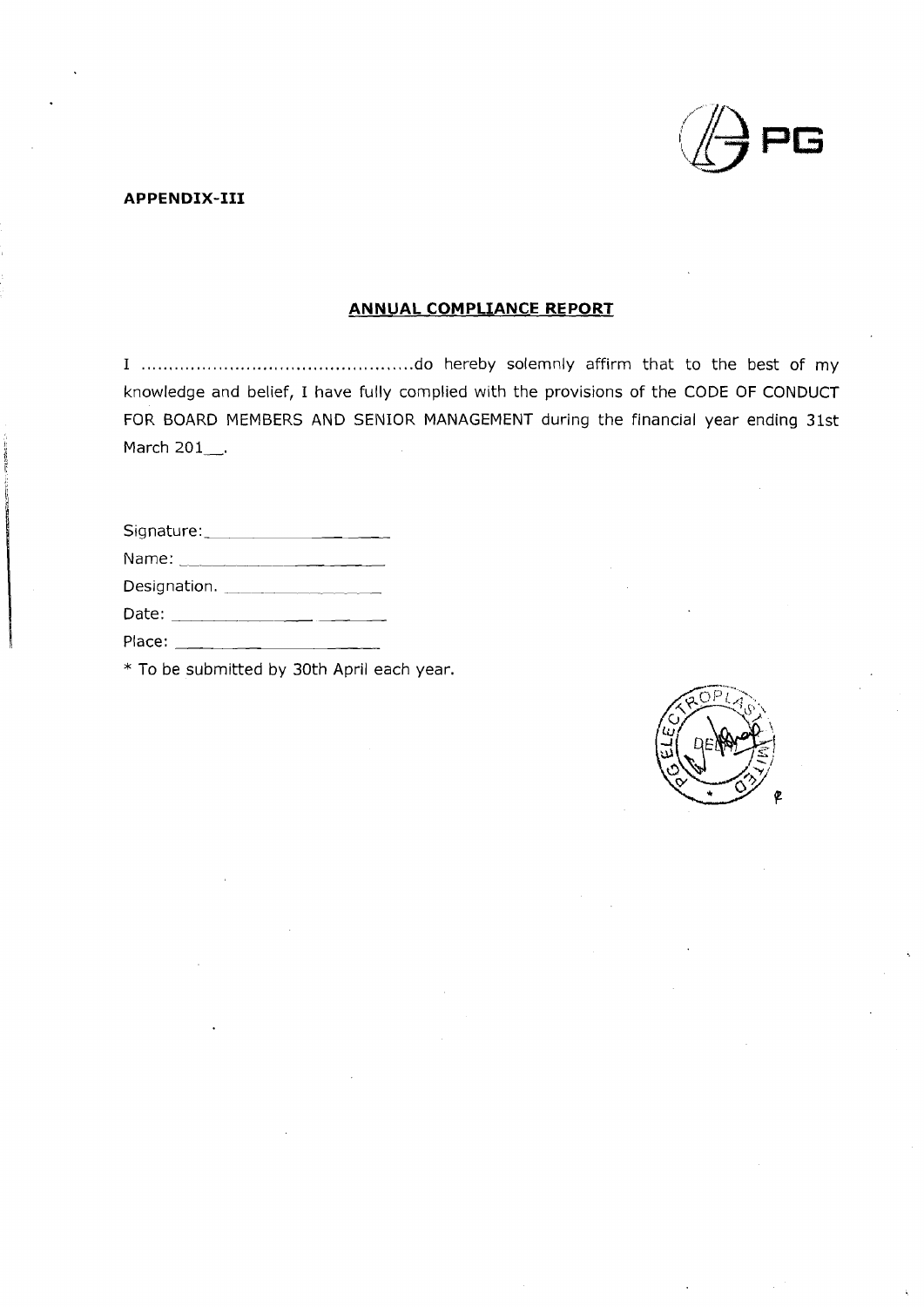**APPENDIX-III**

## ANNUAL COMPLIANCE REPORT

I ................................................do hereby solemnly affirm that to the best of my knowledge and belief, I have fully complied with the provisions of the CODE OF CONDUCT FOR BOARD MEMBERS AND SENIOR MANAGEMENT during the financial year ending 31st March 201__.

Signature:_______________

Name: _______________

Designation. _______________

Date: _______________

Place: _______________

* To be submitted by 30th April each year.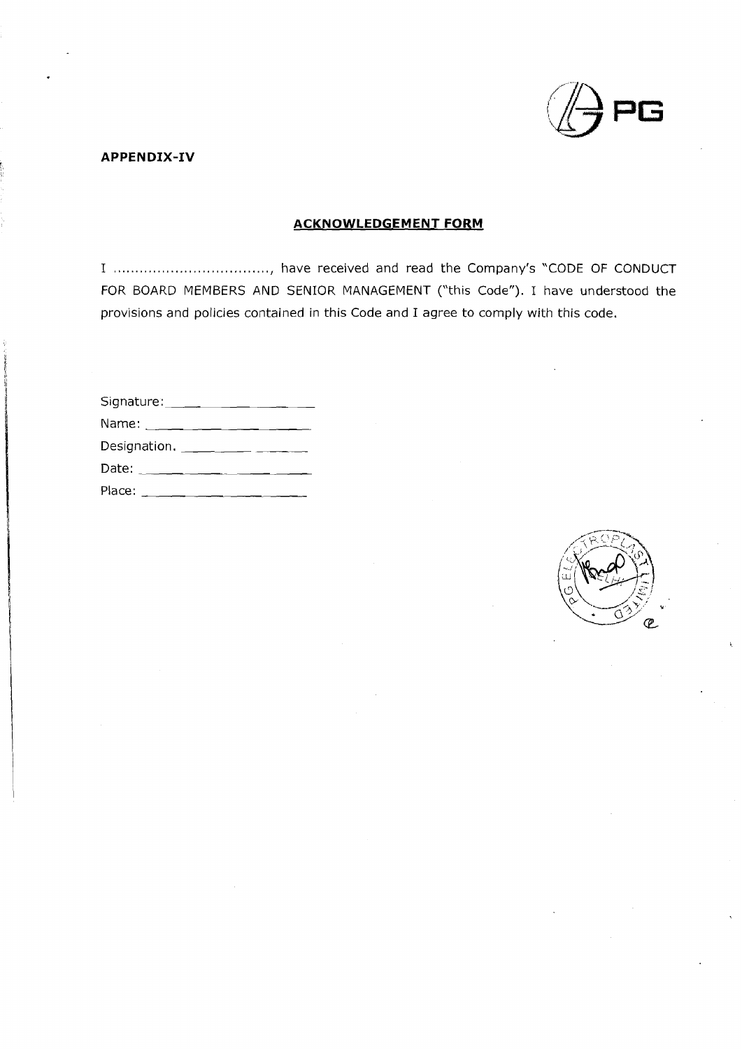**APPENDIX-IV**

## ACKNOWLEDGEMENT FORM

I ................................., have received and read the Company's "CODE OF CONDUCT FOR BOARD MEMBERS AND SENIOR MANAGEMENT ("this Code"). I have understood the provisions and policies contained in this Code and I agree to comply with this code.

Signature: ____________________

Name: ____________________

Designation. ____________________

Date: ____________________

Place: ____________________